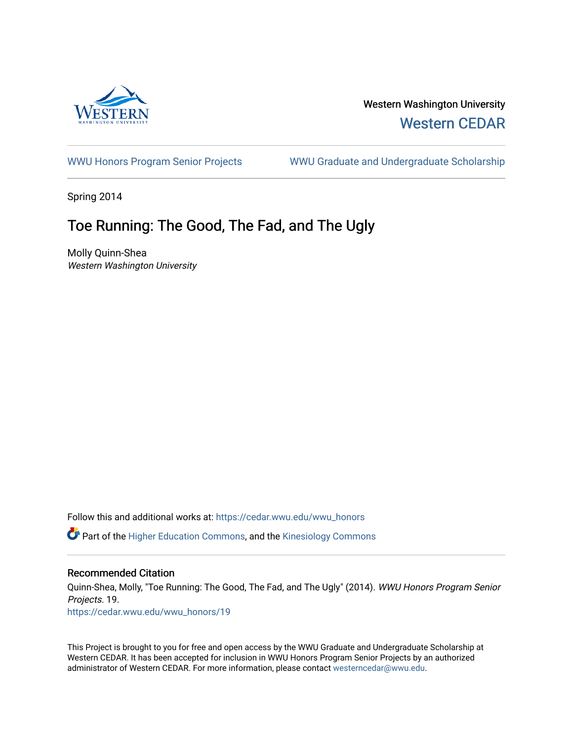Western Washington University

Western CEDAR

WWU Honors Program Senior Projects

WWU Graduate and Undergraduate Scholarship

Spring 2014

# Toe Running: The Good, The Fad, and The Ugly

Molly Quinn-Shea
*Western Washington University*

Follow this and additional works at: https://cedar.wwu.edu/wwu_honors

Part of the Higher Education Commons, and the Kinesiology Commons

## Recommended Citation

Quinn-Shea, Molly, "Toe Running: The Good, The Fad, and The Ugly" (2014). *WWU Honors Program Senior Projects*. 19.
https://cedar.wwu.edu/wwu_honors/19

This Project is brought to you for free and open access by the WWU Graduate and Undergraduate Scholarship at Western CEDAR. It has been accepted for inclusion in WWU Honors Program Senior Projects by an authorized administrator of Western CEDAR. For more information, please contact westerncedar@wwu.edu.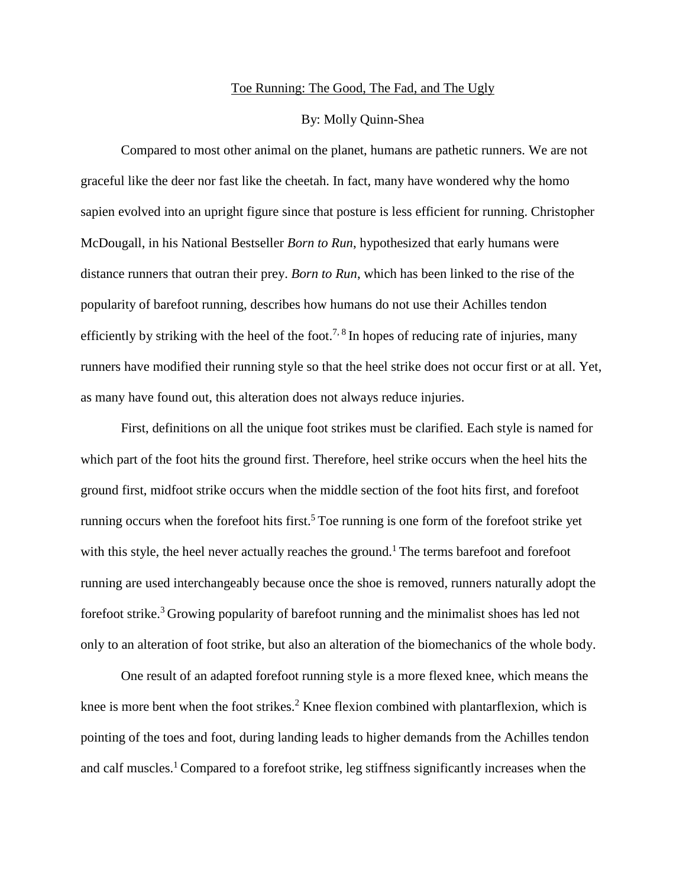Toe Running: The Good, The Fad, and The Ugly

By: Molly Quinn-Shea

Compared to most other animal on the planet, humans are pathetic runners. We are not graceful like the deer nor fast like the cheetah. In fact, many have wondered why the homo sapien evolved into an upright figure since that posture is less efficient for running. Christopher McDougall, in his National Bestseller *Born to Run*, hypothesized that early humans were distance runners that outran their prey. *Born to Run*, which has been linked to the rise of the popularity of barefoot running, describes how humans do not use their Achilles tendon efficiently by striking with the heel of the foot.[7, 8] In hopes of reducing rate of injuries, many runners have modified their running style so that the heel strike does not occur first or at all. Yet, as many have found out, this alteration does not always reduce injuries.

First, definitions on all the unique foot strikes must be clarified. Each style is named for which part of the foot hits the ground first. Therefore, heel strike occurs when the heel hits the ground first, midfoot strike occurs when the middle section of the foot hits first, and forefoot running occurs when the forefoot hits first.[5] Toe running is one form of the forefoot strike yet with this style, the heel never actually reaches the ground.[1] The terms barefoot and forefoot running are used interchangeably because once the shoe is removed, runners naturally adopt the forefoot strike.[3] Growing popularity of barefoot running and the minimalist shoes has led not only to an alteration of foot strike, but also an alteration of the biomechanics of the whole body.

One result of an adapted forefoot running style is a more flexed knee, which means the knee is more bent when the foot strikes.[2] Knee flexion combined with plantarflexion, which is pointing of the toes and foot, during landing leads to higher demands from the Achilles tendon and calf muscles.[1] Compared to a forefoot strike, leg stiffness significantly increases when the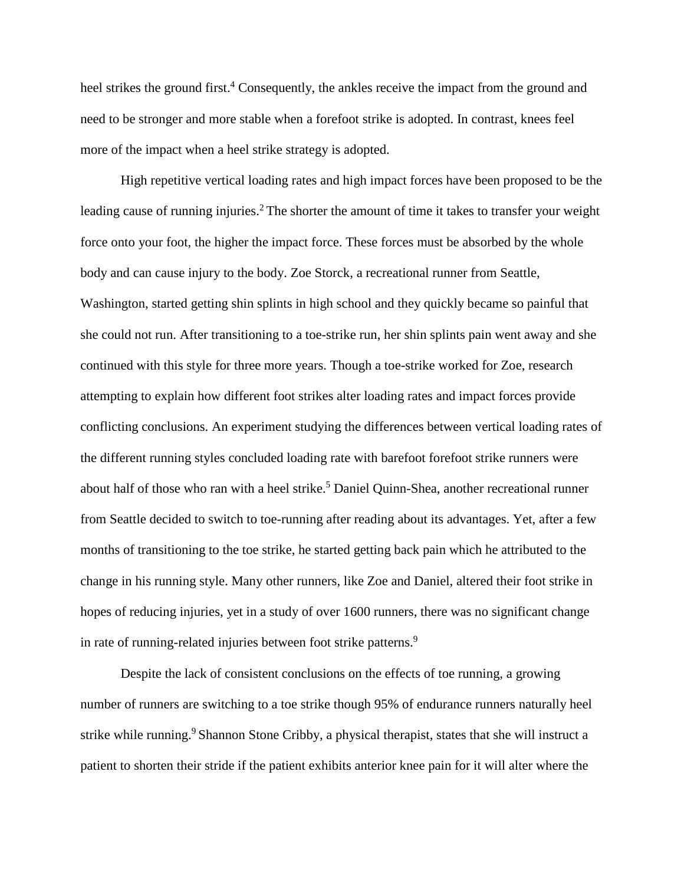heel strikes the ground first.[4] Consequently, the ankles receive the impact from the ground and need to be stronger and more stable when a forefoot strike is adopted. In contrast, knees feel more of the impact when a heel strike strategy is adopted.

High repetitive vertical loading rates and high impact forces have been proposed to be the leading cause of running injuries.[2] The shorter the amount of time it takes to transfer your weight force onto your foot, the higher the impact force. These forces must be absorbed by the whole body and can cause injury to the body. Zoe Storck, a recreational runner from Seattle, Washington, started getting shin splints in high school and they quickly became so painful that she could not run. After transitioning to a toe-strike run, her shin splints pain went away and she continued with this style for three more years. Though a toe-strike worked for Zoe, research attempting to explain how different foot strikes alter loading rates and impact forces provide conflicting conclusions. An experiment studying the differences between vertical loading rates of the different running styles concluded loading rate with barefoot forefoot strike runners were about half of those who ran with a heel strike.[5] Daniel Quinn-Shea, another recreational runner from Seattle decided to switch to toe-running after reading about its advantages. Yet, after a few months of transitioning to the toe strike, he started getting back pain which he attributed to the change in his running style. Many other runners, like Zoe and Daniel, altered their foot strike in hopes of reducing injuries, yet in a study of over 1600 runners, there was no significant change in rate of running-related injuries between foot strike patterns.[9]

Despite the lack of consistent conclusions on the effects of toe running, a growing number of runners are switching to a toe strike though 95% of endurance runners naturally heel strike while running.[9] Shannon Stone Cribby, a physical therapist, states that she will instruct a patient to shorten their stride if the patient exhibits anterior knee pain for it will alter where the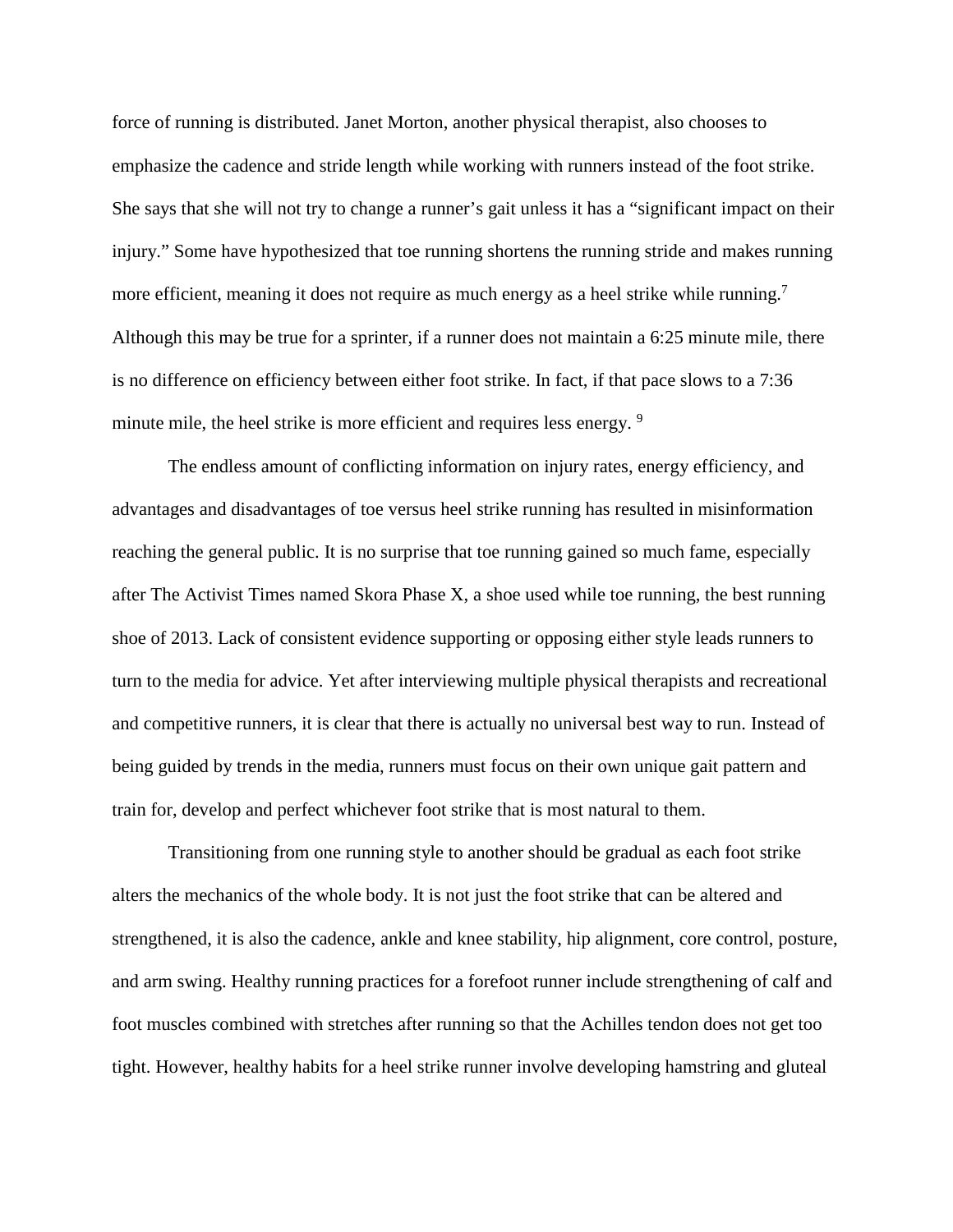force of running is distributed. Janet Morton, another physical therapist, also chooses to emphasize the cadence and stride length while working with runners instead of the foot strike. She says that she will not try to change a runner's gait unless it has a "significant impact on their injury." Some have hypothesized that toe running shortens the running stride and makes running more efficient, meaning it does not require as much energy as a heel strike while running.[7] Although this may be true for a sprinter, if a runner does not maintain a 6:25 minute mile, there is no difference on efficiency between either foot strike. In fact, if that pace slows to a 7:36 minute mile, the heel strike is more efficient and requires less energy. [9]

The endless amount of conflicting information on injury rates, energy efficiency, and advantages and disadvantages of toe versus heel strike running has resulted in misinformation reaching the general public. It is no surprise that toe running gained so much fame, especially after The Activist Times named Skora Phase X, a shoe used while toe running, the best running shoe of 2013. Lack of consistent evidence supporting or opposing either style leads runners to turn to the media for advice. Yet after interviewing multiple physical therapists and recreational and competitive runners, it is clear that there is actually no universal best way to run. Instead of being guided by trends in the media, runners must focus on their own unique gait pattern and train for, develop and perfect whichever foot strike that is most natural to them.

Transitioning from one running style to another should be gradual as each foot strike alters the mechanics of the whole body. It is not just the foot strike that can be altered and strengthened, it is also the cadence, ankle and knee stability, hip alignment, core control, posture, and arm swing. Healthy running practices for a forefoot runner include strengthening of calf and foot muscles combined with stretches after running so that the Achilles tendon does not get too tight. However, healthy habits for a heel strike runner involve developing hamstring and gluteal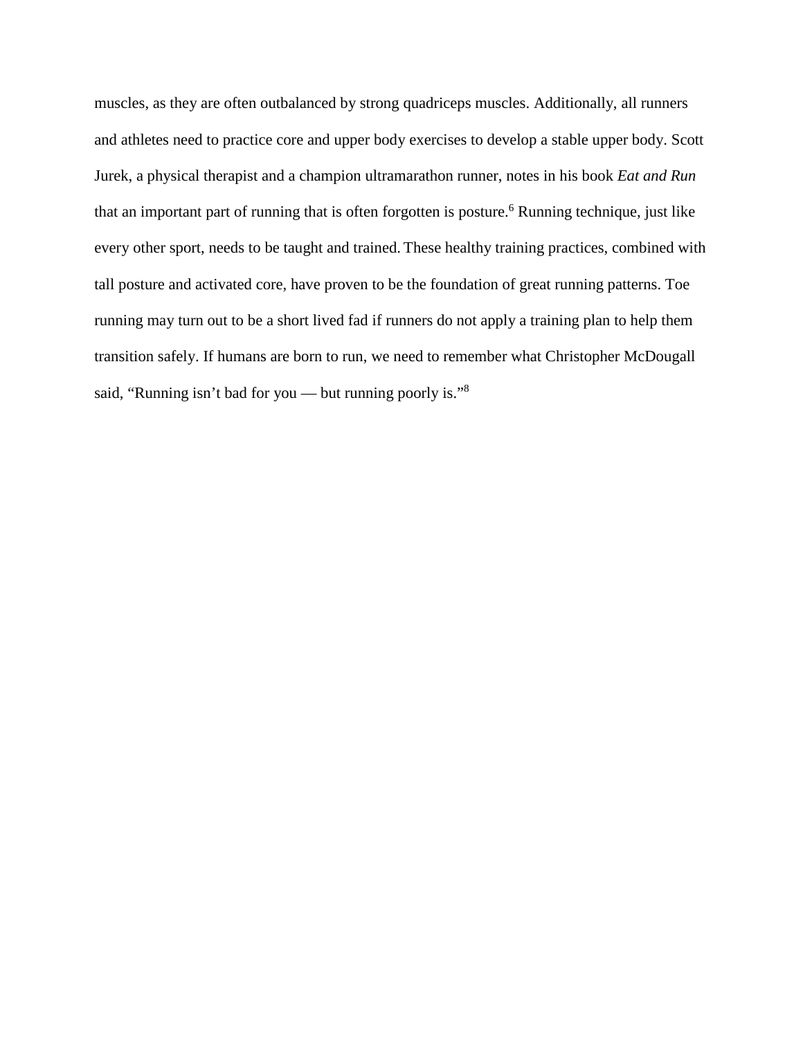muscles, as they are often outbalanced by strong quadriceps muscles. Additionally, all runners and athletes need to practice core and upper body exercises to develop a stable upper body. Scott Jurek, a physical therapist and a champion ultramarathon runner, notes in his book *Eat and Run* that an important part of running that is often forgotten is posture.[6] Running technique, just like every other sport, needs to be taught and trained. These healthy training practices, combined with tall posture and activated core, have proven to be the foundation of great running patterns. Toe running may turn out to be a short lived fad if runners do not apply a training plan to help them transition safely. If humans are born to run, we need to remember what Christopher McDougall said, "Running isn't bad for you — but running poorly is."[8]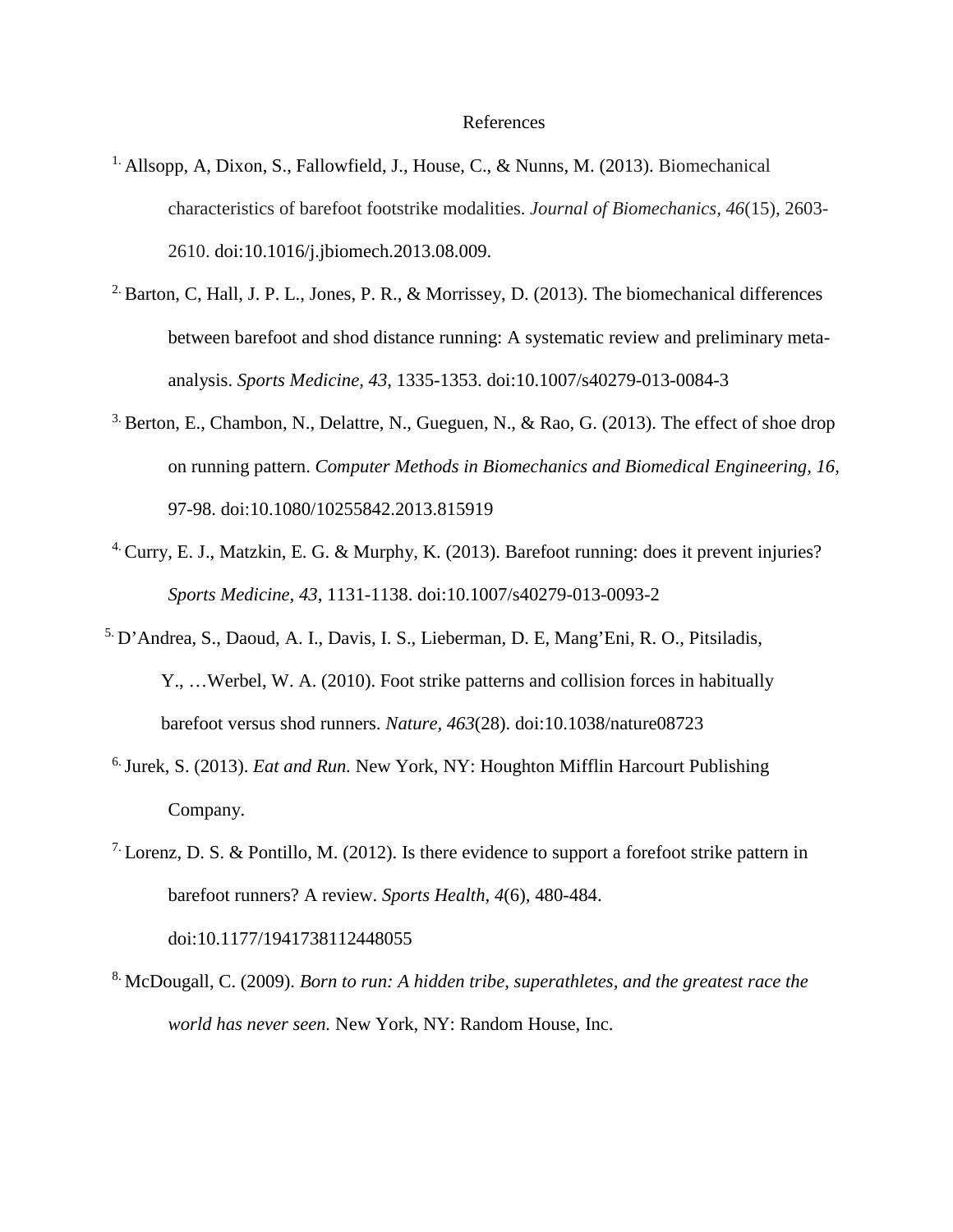# References

1. Allsopp, A, Dixon, S., Fallowfield, J., House, C., & Nunns, M. (2013). Biomechanical characteristics of barefoot footstrike modalities. *Journal of Biomechanics*, *46*(15), 2603-2610. doi:10.1016/j.jbiomech.2013.08.009.

2. Barton, C, Hall, J. P. L., Jones, P. R., & Morrissey, D. (2013). The biomechanical differences between barefoot and shod distance running: A systematic review and preliminary meta-analysis. *Sports Medicine, 43*, 1335-1353. doi:10.1007/s40279-013-0084-3

3. Berton, E., Chambon, N., Delattre, N., Gueguen, N., & Rao, G. (2013). The effect of shoe drop on running pattern. *Computer Methods in Biomechanics and Biomedical Engineering, 16*, 97-98. doi:10.1080/10255842.2013.815919

4. Curry, E. J., Matzkin, E. G. & Murphy, K. (2013). Barefoot running: does it prevent injuries? *Sports Medicine, 43*, 1131-1138. doi:10.1007/s40279-013-0093-2

5. D'Andrea, S., Daoud, A. I., Davis, I. S., Lieberman, D. E, Mang'Eni, R. O., Pitsiladis, Y., …Werbel, W. A. (2010). Foot strike patterns and collision forces in habitually barefoot versus shod runners. *Nature, 463*(28). doi:10.1038/nature08723

6. Jurek, S. (2013). *Eat and Run.* New York, NY: Houghton Mifflin Harcourt Publishing Company.

7. Lorenz, D. S. & Pontillo, M. (2012). Is there evidence to support a forefoot strike pattern in barefoot runners? A review. *Sports Health, 4*(6), 480-484. doi:10.1177/1941738112448055

8. McDougall, C. (2009). *Born to run: A hidden tribe, superathletes, and the greatest race the world has never seen.* New York, NY: Random House, Inc.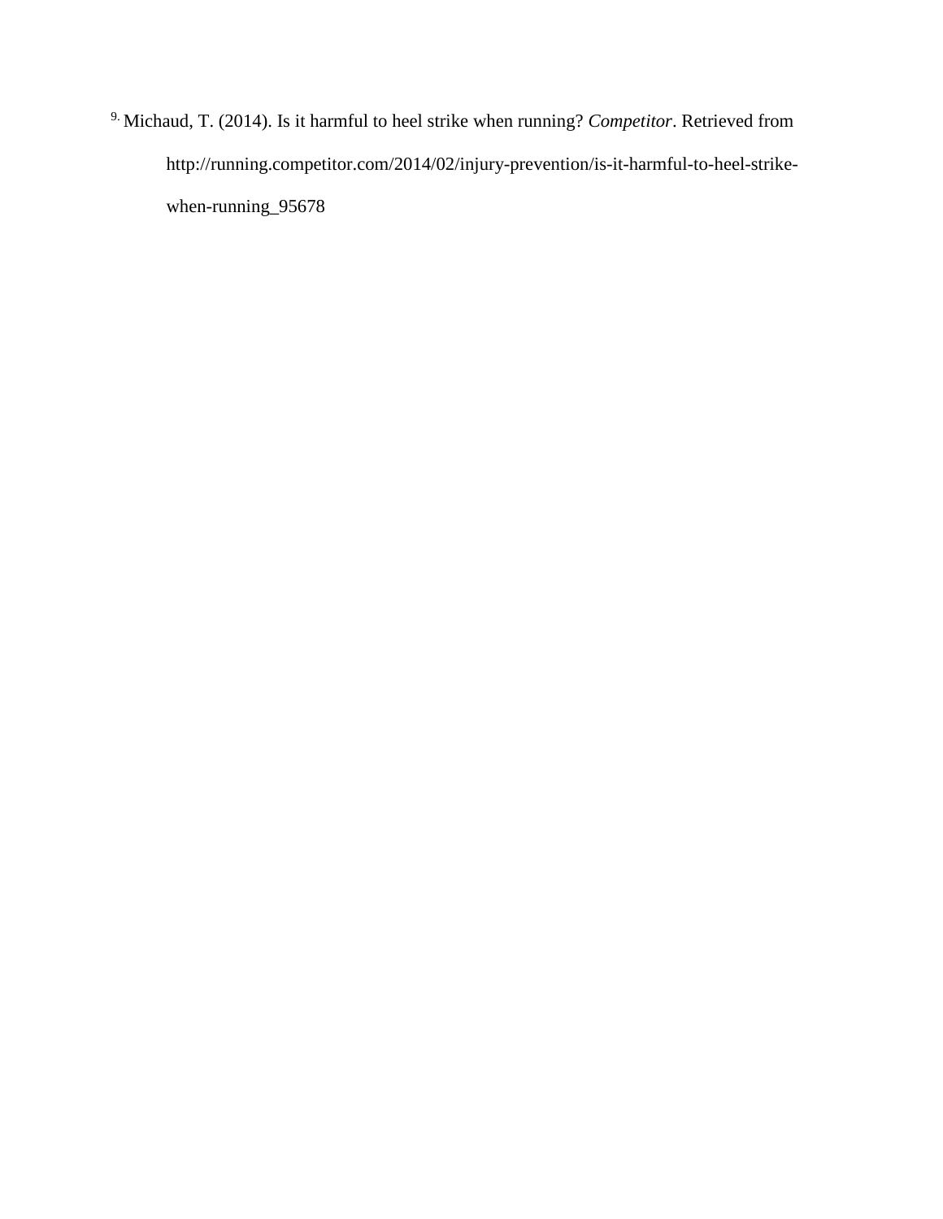9. Michaud, T. (2014). Is it harmful to heel strike when running? *Competitor*. Retrieved from http://running.competitor.com/2014/02/injury-prevention/is-it-harmful-to-heel-strike-when-running_95678